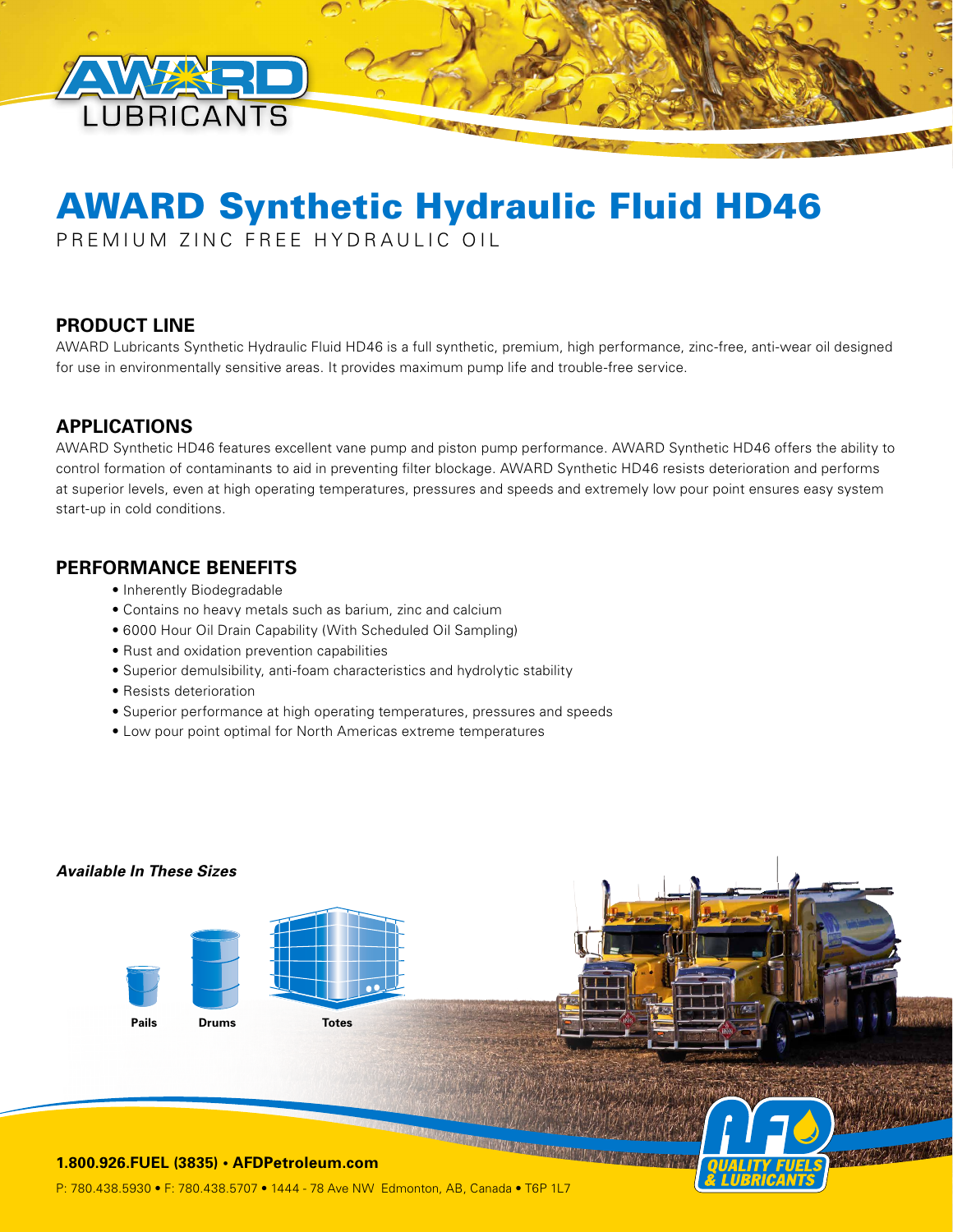# AWARD Synthetic Hydraulic Fluid HD46

PREMIUM ZINC FREE HYDRAULIC OIL

## PRODUCT LINE

AWARD Lubricants Synthetic Hydraulic Fluid HD46 is a full synthetic, premium, high performance, zinc-free, anti-wear oil designed for use in environmentally sensitive areas. It provides maximum pump life and trouble-free service.

## APPLICATIONS

AWARD Synthetic HD46 features excellent vane pump and piston pump performance. AWARD Synthetic HD46 offers the ability to control formation of contaminants to aid in preventing filter blockage. AWARD Synthetic HD46 resists deterioration and performs at superior levels, even at high operating temperatures, pressures and speeds and extremely low pour point ensures easy system start-up in cold conditions.

## PERFORMANCE BENEFITS

- Inherently Biodegradable
- Contains no heavy metals such as barium, zinc and calcium
- 6000 Hour Oil Drain Capability (With Scheduled Oil Sampling)
- Rust and oxidation prevention capabilities
- Superior demulsibility, anti-foam characteristics and hydrolytic stability
- Resists deterioration
- Superior performance at high operating temperatures, pressures and speeds
- Low pour point optimal for North Americas extreme temperatures

***Available In These Sizes***

Pails Drums Totes

**1.800.926.FUEL (3835) • AFDPetroleum.com**

P: 780.438.5930 • F: 780.438.5707 • 1444 - 78 Ave NW Edmonton, AB, Canada • T6P 1L7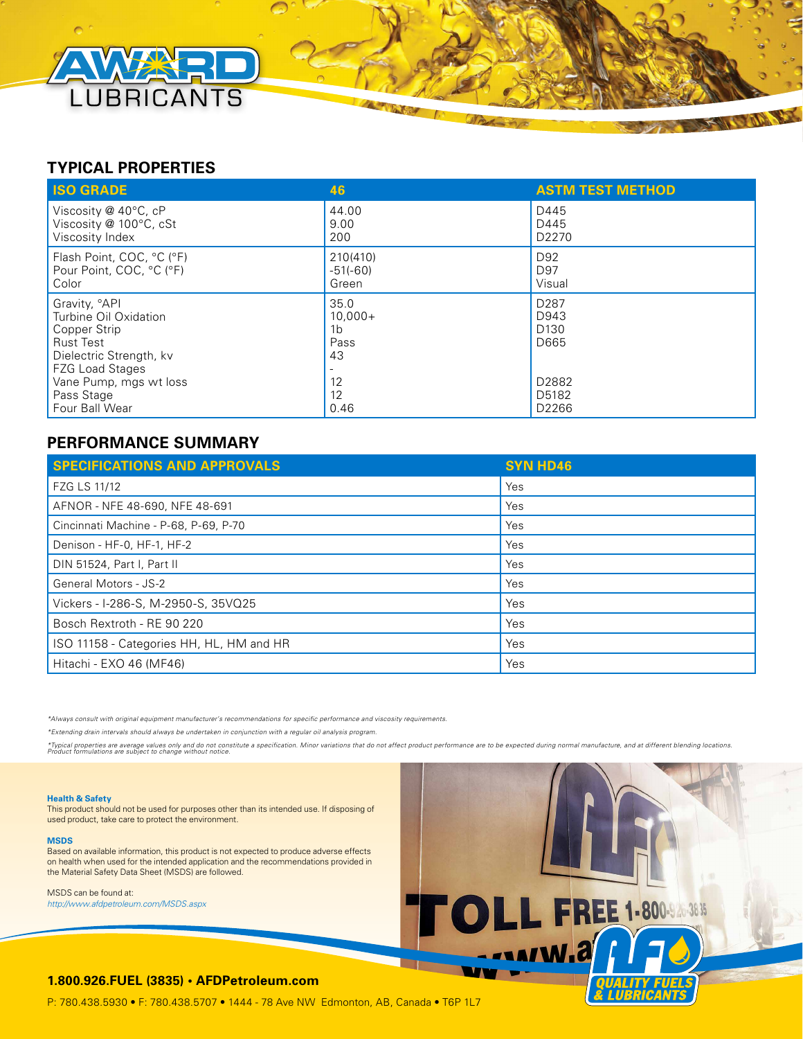## TYPICAL PROPERTIES

| ISO GRADE | 46 | ASTM TEST METHOD |
|---|---|---|
| Viscosity @ 40°C, cP | 44.00 | D445 |
| Viscosity @ 100°C, cSt | 9.00 | D445 |
| Viscosity Index | 200 | D2270 |
| Flash Point, COC, °C (°F) | 210(410) | D92 |
| Pour Point, COC, °C (°F) | -51(-60) | D97 |
| Color | Green | Visual |
| Gravity, °API | 35.0 | D287 |
| Turbine Oil Oxidation | 10,000+ | D943 |
| Copper Strip | 1b | D130 |
| Rust Test | Pass | D665 |
| Dielectric Strength, kv | 43 | |
| FZG Load Stages | - | |
| Vane Pump, mgs wt loss | 12 | D2882 |
| Pass Stage | 12 | D5182 |
| Four Ball Wear | 0.46 | D2266 |

## PERFORMANCE SUMMARY

| SPECIFICATIONS AND APPROVALS | SYN HD46 |
|---|---|
| FZG LS 11/12 | Yes |
| AFNOR - NFE 48-690, NFE 48-691 | Yes |
| Cincinnati Machine - P-68, P-69, P-70 | Yes |
| Denison - HF-0, HF-1, HF-2 | Yes |
| DIN 51524, Part I, Part II | Yes |
| General Motors - JS-2 | Yes |
| Vickers - I-286-S, M-2950-S, 35VQ25 | Yes |
| Bosch Rextroth - RE 90 220 | Yes |
| ISO 11158 - Categories HH, HL, HM and HR | Yes |
| Hitachi - EXO 46 (MF46) | Yes |

*\*Always consult with original equipment manufacturer's recommendations for specific performance and viscosity requirements.*

*\*Extending drain intervals should always be undertaken in conjunction with a regular oil analysis program.*

*\*Typical properties are average values only and do not constitute a specification. Minor variations that do not affect product performance are to be expected during normal manufacture, and at different blending locations. Product formulations are subject to change without notice.*

**Health & Safety**
This product should not be used for purposes other than its intended use. If disposing of used product, take care to protect the environment.

**MSDS**
Based on available information, this product is not expected to produce adverse effects on health when used for the intended application and the recommendations provided in the Material Safety Data Sheet (MSDS) are followed.

MSDS can be found at:
*http://www.afdpetroleum.com/MSDS.aspx*

**1.800.926.FUEL (3835) • AFDPetroleum.com**

P: 780.438.5930 • F: 780.438.5707 • 1444 - 78 Ave NW Edmonton, AB, Canada • T6P 1L7